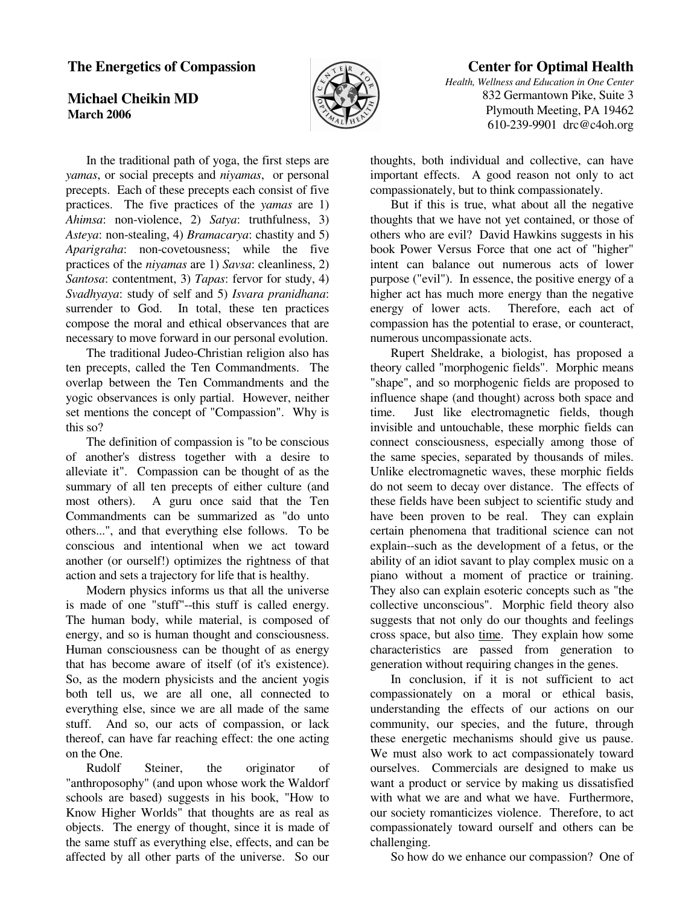# The Energetics of Compassion

**Michael Cheikin MD**
**March 2006**

## Center for Optimal Health

*Health, Wellness and Education in One Center*
832 Germantown Pike, Suite 3
Plymouth Meeting, PA 19462
610-239-9901 drc@c4oh.org

In the traditional path of yoga, the first steps are *yamas*, or social precepts and *niyamas*, or personal precepts. Each of these precepts each consist of five practices. The five practices of the *yamas* are 1) *Ahimsa*: non-violence, 2) *Satya*: truthfulness, 3) *Asteya*: non-stealing, 4) *Bramacarya*: chastity and 5) *Aparigraha*: non-covetousness; while the five practices of the *niyamas* are 1) *Savsa*: cleanliness, 2) *Santosa*: contentment, 3) *Tapas*: fervor for study, 4) *Svadhyaya*: study of self and 5) *Isvara pranidhana*: surrender to God. In total, these ten practices compose the moral and ethical observances that are necessary to move forward in our personal evolution.

The traditional Judeo-Christian religion also has ten precepts, called the Ten Commandments. The overlap between the Ten Commandments and the yogic observances is only partial. However, neither set mentions the concept of "Compassion". Why is this so?

The definition of compassion is "to be conscious of another's distress together with a desire to alleviate it". Compassion can be thought of as the summary of all ten precepts of either culture (and most others). A guru once said that the Ten Commandments can be summarized as "do unto others...", and that everything else follows. To be conscious and intentional when we act toward another (or ourself!) optimizes the rightness of that action and sets a trajectory for life that is healthy.

Modern physics informs us that all the universe is made of one "stuff"--this stuff is called energy. The human body, while material, is composed of energy, and so is human thought and consciousness. Human consciousness can be thought of as energy that has become aware of itself (of it's existence). So, as the modern physicists and the ancient yogis both tell us, we are all one, all connected to everything else, since we are all made of the same stuff. And so, our acts of compassion, or lack thereof, can have far reaching effect: the one acting on the One.

Rudolf Steiner, the originator of "anthroposophy" (and upon whose work the Waldorf schools are based) suggests in his book, "How to Know Higher Worlds" that thoughts are as real as objects. The energy of thought, since it is made of the same stuff as everything else, effects, and can be affected by all other parts of the universe. So our thoughts, both individual and collective, can have important effects. A good reason not only to act compassionately, but to think compassionately.

But if this is true, what about all the negative thoughts that we have not yet contained, or those of others who are evil? David Hawkins suggests in his book Power Versus Force that one act of "higher" intent can balance out numerous acts of lower purpose ("evil"). In essence, the positive energy of a higher act has much more energy than the negative energy of lower acts. Therefore, each act of compassion has the potential to erase, or counteract, numerous uncompassionate acts.

Rupert Sheldrake, a biologist, has proposed a theory called "morphogenic fields". Morphic means "shape", and so morphogenic fields are proposed to influence shape (and thought) across both space and time. Just like electromagnetic fields, though invisible and untouchable, these morphic fields can connect consciousness, especially among those of the same species, separated by thousands of miles. Unlike electromagnetic waves, these morphic fields do not seem to decay over distance. The effects of these fields have been subject to scientific study and have been proven to be real. They can explain certain phenomena that traditional science can not explain--such as the development of a fetus, or the ability of an idiot savant to play complex music on a piano without a moment of practice or training. They also can explain esoteric concepts such as "the collective unconscious". Morphic field theory also suggests that not only do our thoughts and feelings cross space, but also <u>time</u>. They explain how some characteristics are passed from generation to generation without requiring changes in the genes.

In conclusion, if it is not sufficient to act compassionately on a moral or ethical basis, understanding the effects of our actions on our community, our species, and the future, through these energetic mechanisms should give us pause. We must also work to act compassionately toward ourselves. Commercials are designed to make us want a product or service by making us dissatisfied with what we are and what we have. Furthermore, our society romanticizes violence. Therefore, to act compassionately toward ourself and others can be challenging.

So how do we enhance our compassion? One of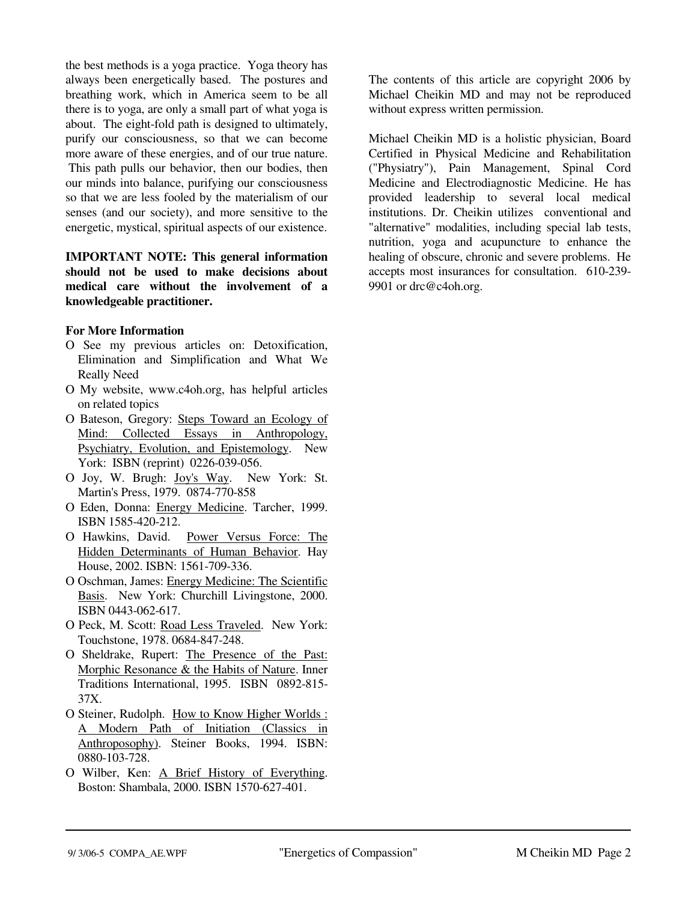the best methods is a yoga practice. Yoga theory has always been energetically based. The postures and breathing work, which in America seem to be all there is to yoga, are only a small part of what yoga is about. The eight-fold path is designed to ultimately, purify our consciousness, so that we can become more aware of these energies, and of our true nature. This path pulls our behavior, then our bodies, then our minds into balance, purifying our consciousness so that we are less fooled by the materialism of our senses (and our society), and more sensitive to the energetic, mystical, spiritual aspects of our existence.

**IMPORTANT NOTE: This general information should not be used to make decisions about medical care without the involvement of a knowledgeable practitioner.**

**For More Information**

- See my previous articles on: Detoxification, Elimination and Simplification and What We Really Need
- My website, www.c4oh.org, has helpful articles on related topics
- Bateson, Gregory: Steps Toward an Ecology of Mind: Collected Essays in Anthropology, Psychiatry, Evolution, and Epistemology. New York: ISBN (reprint) 0226-039-056.
- Joy, W. Brugh: Joy's Way. New York: St. Martin's Press, 1979. 0874-770-858
- Eden, Donna: Energy Medicine. Tarcher, 1999. ISBN 1585-420-212.
- Hawkins, David. Power Versus Force: The Hidden Determinants of Human Behavior. Hay House, 2002. ISBN: 1561-709-336.
- Oschman, James: Energy Medicine: The Scientific Basis. New York: Churchill Livingstone, 2000. ISBN 0443-062-617.
- Peck, M. Scott: Road Less Traveled. New York: Touchstone, 1978. 0684-847-248.
- Sheldrake, Rupert: The Presence of the Past: Morphic Resonance & the Habits of Nature. Inner Traditions International, 1995. ISBN 0892-815-37X.
- Steiner, Rudolph. How to Know Higher Worlds : A Modern Path of Initiation (Classics in Anthroposophy). Steiner Books, 1994. ISBN: 0880-103-728.
- Wilber, Ken: A Brief History of Everything. Boston: Shambala, 2000. ISBN 1570-627-401.

The contents of this article are copyright 2006 by Michael Cheikin MD and may not be reproduced without express written permission.

Michael Cheikin MD is a holistic physician, Board Certified in Physical Medicine and Rehabilitation ("Physiatry"), Pain Management, Spinal Cord Medicine and Electrodiagnostic Medicine. He has provided leadership to several local medical institutions. Dr. Cheikin utilizes conventional and "alternative" modalities, including special lab tests, nutrition, yoga and acupuncture to enhance the healing of obscure, chronic and severe problems. He accepts most insurances for consultation. 610-239-9901 or drc@c4oh.org.